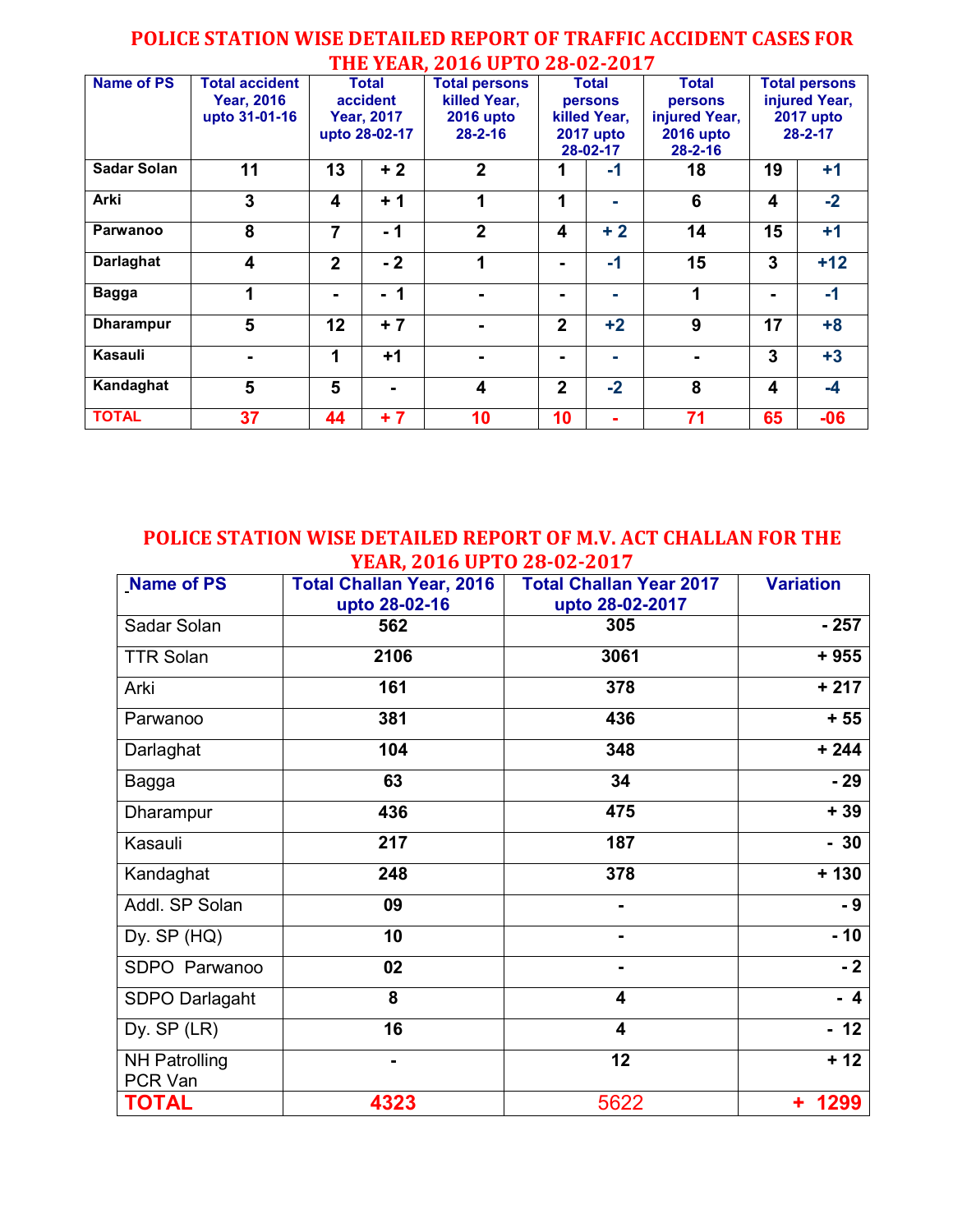# POLICE STATION WISE DETAILED REPORT OF TRAFFIC ACCIDENT CASES FOR THE YEAR, 2016 UPTO 28-02-2017

| Name of PS | Total accident Year, 2016 upto 31-01-16 | Total accident Year, 2017 upto 28-02-17 | | Total persons killed Year, 2016 upto 28-2-16 | Total persons killed Year, 2017 upto 28-02-17 | | Total persons injured Year, 2016 upto 28-2-16 | Total persons injured Year, 2017 upto 28-2-17 | |
|---|---|---|---|---|---|---|---|---|---|
| Sadar Solan | 11 | 13 | + 2 | 2 | 1 | -1 | 18 | 19 | +1 |
| Arki | 3 | 4 | + 1 | 1 | 1 | - | 6 | 4 | -2 |
| Parwanoo | 8 | 7 | - 1 | 2 | 4 | + 2 | 14 | 15 | +1 |
| Darlaghat | 4 | 2 | - 2 | 1 | - | -1 | 15 | 3 | +12 |
| Bagga | 1 | - | - 1 | - | - | - | 1 | - | -1 |
| Dharampur | 5 | 12 | + 7 | - | 2 | +2 | 9 | 17 | +8 |
| Kasauli | - | 1 | +1 | - | - | - | - | 3 | +3 |
| Kandaghat | 5 | 5 | - | 4 | 2 | -2 | 8 | 4 | -4 |
| TOTAL | 37 | 44 | + 7 | 10 | 10 | - | 71 | 65 | -06 |

# POLICE STATION WISE DETAILED REPORT OF M.V. ACT CHALLAN FOR THE YEAR, 2016 UPTO 28-02-2017

| Name of PS | Total Challan Year, 2016 upto 28-02-16 | Total Challan Year 2017 upto 28-02-2017 | Variation |
|---|---|---|---|
| Sadar Solan | 562 | 305 | - 257 |
| TTR Solan | 2106 | 3061 | + 955 |
| Arki | 161 | 378 | + 217 |
| Parwanoo | 381 | 436 | + 55 |
| Darlaghat | 104 | 348 | + 244 |
| Bagga | 63 | 34 | - 29 |
| Dharampur | 436 | 475 | + 39 |
| Kasauli | 217 | 187 | - 30 |
| Kandaghat | 248 | 378 | + 130 |
| Addl. SP Solan | 09 | - | - 9 |
| Dy. SP (HQ) | 10 | - | - 10 |
| SDPO Parwanoo | 02 | - | - 2 |
| SDPO Darlagaht | 8 | 4 | - 4 |
| Dy. SP (LR) | 16 | 4 | - 12 |
| NH Patrolling PCR Van | - | 12 | + 12 |
| **TOTAL** | **4323** | 5622 | **+ 1299** |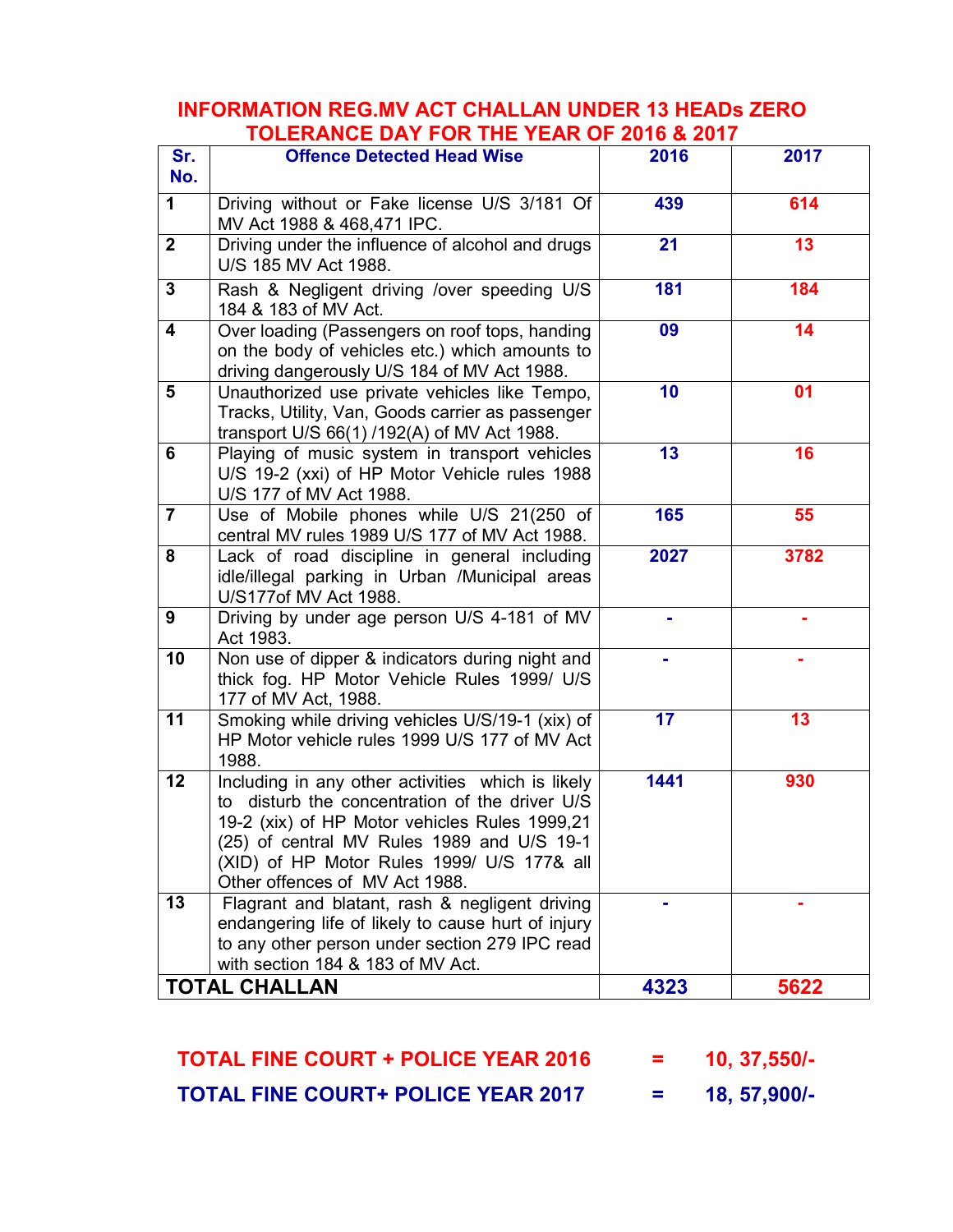## INFORMATION REG.MV ACT CHALLAN UNDER 13 HEADs ZERO TOLERANCE DAY FOR THE YEAR OF 2016 & 2017

| Sr. No. | Offence Detected Head Wise | 2016 | 2017 |
|---|---|---|---|
| 1 | Driving without or Fake license U/S 3/181 Of MV Act 1988 & 468,471 IPC. | 439 | 614 |
| 2 | Driving under the influence of alcohol and drugs U/S 185 MV Act 1988. | 21 | 13 |
| 3 | Rash & Negligent driving /over speeding U/S 184 & 183 of MV Act. | 181 | 184 |
| 4 | Over loading (Passengers on roof tops, handing on the body of vehicles etc.) which amounts to driving dangerously U/S 184 of MV Act 1988. | 09 | 14 |
| 5 | Unauthorized use private vehicles like Tempo, Tracks, Utility, Van, Goods carrier as passenger transport U/S 66(1) /192(A) of MV Act 1988. | 10 | 01 |
| 6 | Playing of music system in transport vehicles U/S 19-2 (xxi) of HP Motor Vehicle rules 1988 U/S 177 of MV Act 1988. | 13 | 16 |
| 7 | Use of Mobile phones while U/S 21(250 of central MV rules 1989 U/S 177 of MV Act 1988. | 165 | 55 |
| 8 | Lack of road discipline in general including idle/illegal parking in Urban /Municipal areas U/S177of MV Act 1988. | 2027 | 3782 |
| 9 | Driving by under age person U/S 4-181 of MV Act 1983. | - | - |
| 10 | Non use of dipper & indicators during night and thick fog. HP Motor Vehicle Rules 1999/ U/S 177 of MV Act, 1988. | - | - |
| 11 | Smoking while driving vehicles U/S/19-1 (xix) of HP Motor vehicle rules 1999 U/S 177 of MV Act 1988. | 17 | 13 |
| 12 | Including in any other activities which is likely to disturb the concentration of the driver U/S 19-2 (xix) of HP Motor vehicles Rules 1999,21 (25) of central MV Rules 1989 and U/S 19-1 (XID) of HP Motor Rules 1999/ U/S 177& all Other offences of MV Act 1988. | 1441 | 930 |
| 13 | Flagrant and blatant, rash & negligent driving endangering life of likely to cause hurt of injury to any other person under section 279 IPC read with section 184 & 183 of MV Act. | - | - |
| **TOTAL CHALLAN** | | **4323** | **5622** |

**TOTAL FINE COURT + POLICE YEAR 2016 = 10, 37,550/-**

**TOTAL FINE COURT+ POLICE YEAR 2017 = 18, 57,900/-**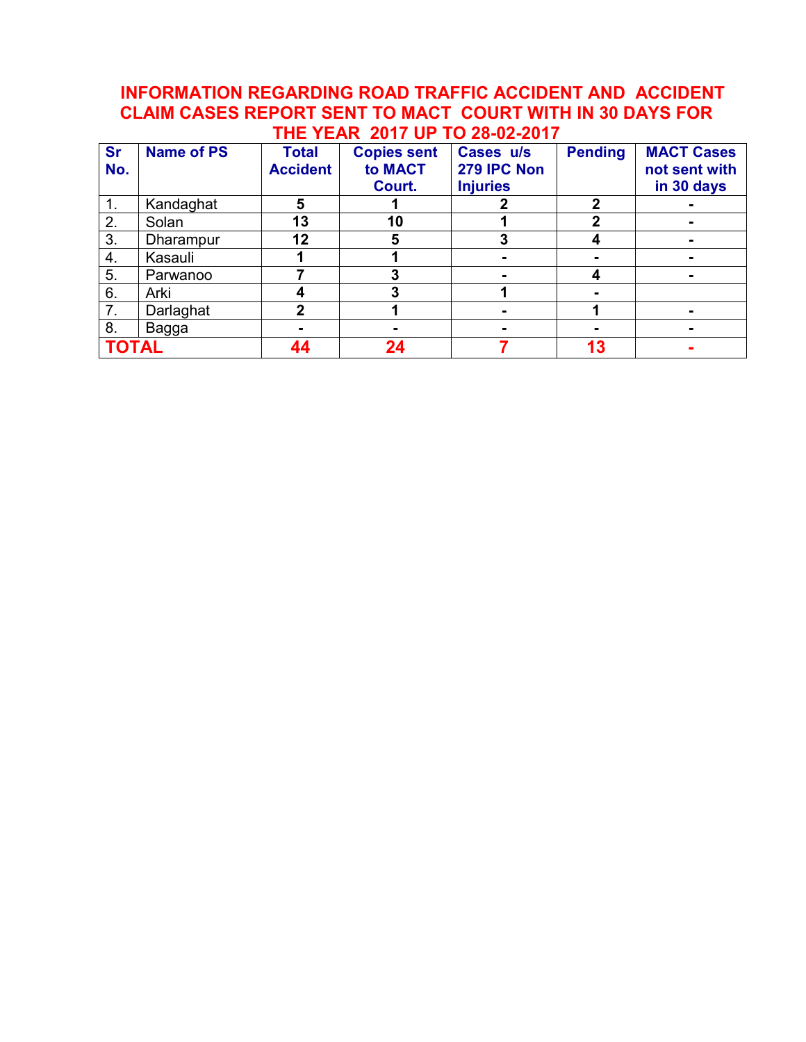# INFORMATION REGARDING ROAD TRAFFIC ACCIDENT AND ACCIDENT CLAIM CASES REPORT SENT TO MACT COURT WITH IN 30 DAYS FOR THE YEAR 2017 UP TO 28-02-2017

| Sr No. | Name of PS | Total Accident | Copies sent to MACT Court. | Cases u/s 279 IPC Non Injuries | Pending | MACT Cases not sent with in 30 days |
|---|---|---|---|---|---|---|
| 1. | Kandaghat | 5 | 1 | 2 | 2 | - |
| 2. | Solan | 13 | 10 | 1 | 2 | - |
| 3. | Dharampur | 12 | 5 | 3 | 4 | - |
| 4. | Kasauli | 1 | 1 | - | - | - |
| 5. | Parwanoo | 7 | 3 | - | 4 | - |
| 6. | Arki | 4 | 3 | 1 | - | |
| 7. | Darlaghat | 2 | 1 | - | 1 | - |
| 8. | Bagga | - | - | - | - | - |
| **TOTAL** | | **44** | **24** | **7** | **13** | **-** |